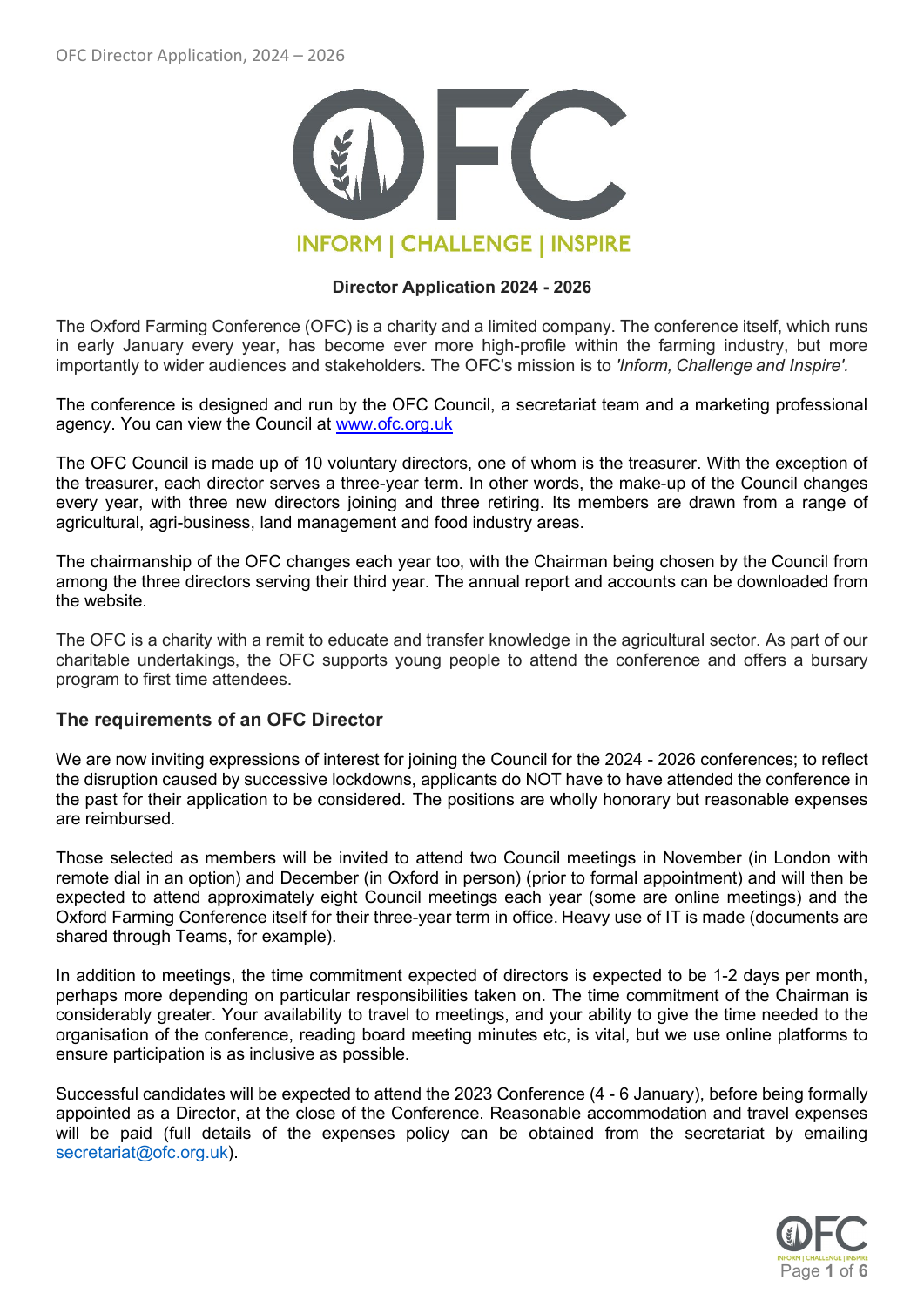INFORM | CHALLENGE | INSPIRE

**Director Application 2024 - 2026**

The Oxford Farming Conference (OFC) is a charity and a limited company. The conference itself, which runs in early January every year, has become ever more high-profile within the farming industry, but more importantly to wider audiences and stakeholders. The OFC's mission is to *'Inform, Challenge and Inspire'.*

The conference is designed and run by the OFC Council, a secretariat team and a marketing professional agency. You can view the Council at [www.ofc.org.uk](http://www.ofc.org.uk)

The OFC Council is made up of 10 voluntary directors, one of whom is the treasurer. With the exception of the treasurer, each director serves a three-year term. In other words, the make-up of the Council changes every year, with three new directors joining and three retiring. Its members are drawn from a range of agricultural, agri-business, land management and food industry areas.

The chairmanship of the OFC changes each year too, with the Chairman being chosen by the Council from among the three directors serving their third year. The annual report and accounts can be downloaded from the website.

The OFC is a charity with a remit to educate and transfer knowledge in the agricultural sector. As part of our charitable undertakings, the OFC supports young people to attend the conference and offers a bursary program to first time attendees.

## The requirements of an OFC Director

We are now inviting expressions of interest for joining the Council for the 2024 - 2026 conferences; to reflect the disruption caused by successive lockdowns, applicants do NOT have to have attended the conference in the past for their application to be considered. The positions are wholly honorary but reasonable expenses are reimbursed.

Those selected as members will be invited to attend two Council meetings in November (in London with remote dial in an option) and December (in Oxford in person) (prior to formal appointment) and will then be expected to attend approximately eight Council meetings each year (some are online meetings) and the Oxford Farming Conference itself for their three-year term in office. Heavy use of IT is made (documents are shared through Teams, for example).

In addition to meetings, the time commitment expected of directors is expected to be 1-2 days per month, perhaps more depending on particular responsibilities taken on. The time commitment of the Chairman is considerably greater. Your availability to travel to meetings, and your ability to give the time needed to the organisation of the conference, reading board meeting minutes etc, is vital, but we use online platforms to ensure participation is as inclusive as possible.

Successful candidates will be expected to attend the 2023 Conference (4 - 6 January), before being formally appointed as a Director, at the close of the Conference. Reasonable accommodation and travel expenses will be paid (full details of the expenses policy can be obtained from the secretariat by emailing [secretariat@ofc.org.uk](mailto:secretariat@ofc.org.uk)).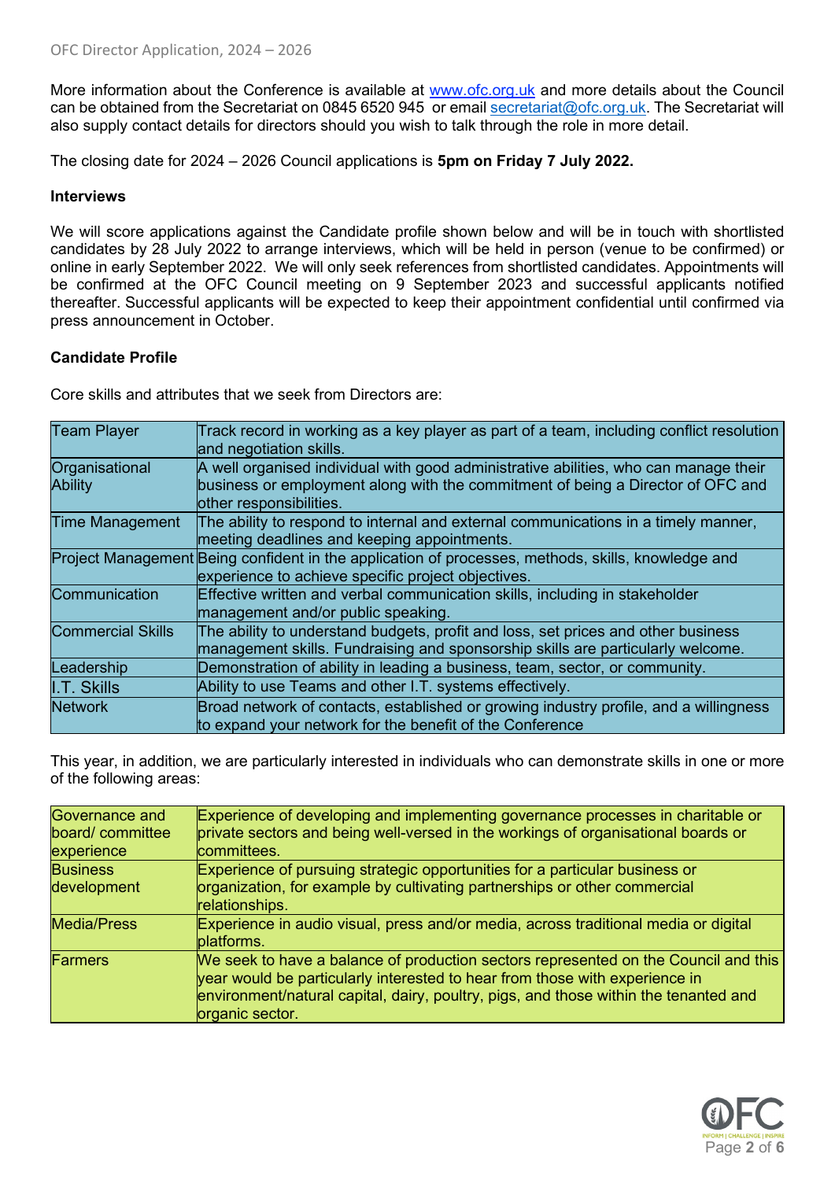More information about the Conference is available at [www.ofc.org.uk](http://www.ofc.org.uk) and more details about the Council can be obtained from the Secretariat on 0845 6520 945 or email [secretariat@ofc.org.uk](mailto:secretariat@ofc.org.uk). The Secretariat will also supply contact details for directors should you wish to talk through the role in more detail.

The closing date for 2024 – 2026 Council applications is **5pm on Friday 7 July 2022.**

**Interviews**

We will score applications against the Candidate profile shown below and will be in touch with shortlisted candidates by 28 July 2022 to arrange interviews, which will be held in person (venue to be confirmed) or online in early September 2022. We will only seek references from shortlisted candidates. Appointments will be confirmed at the OFC Council meeting on 9 September 2023 and successful applicants notified thereafter. Successful applicants will be expected to keep their appointment confidential until confirmed via press announcement in October.

**Candidate Profile**

Core skills and attributes that we seek from Directors are:

| | |
|---|---|
| Team Player | Track record in working as a key player as part of a team, including conflict resolution and negotiation skills. |
| Organisational Ability | A well organised individual with good administrative abilities, who can manage their business or employment along with the commitment of being a Director of OFC and other responsibilities. |
| Time Management | The ability to respond to internal and external communications in a timely manner, meeting deadlines and keeping appointments. |
| Project Management | Being confident in the application of processes, methods, skills, knowledge and experience to achieve specific project objectives. |
| Communication | Effective written and verbal communication skills, including in stakeholder management and/or public speaking. |
| Commercial Skills | The ability to understand budgets, profit and loss, set prices and other business management skills. Fundraising and sponsorship skills are particularly welcome. |
| Leadership | Demonstration of ability in leading a business, team, sector, or community. |
| I.T. Skills | Ability to use Teams and other I.T. systems effectively. |
| Network | Broad network of contacts, established or growing industry profile, and a willingness to expand your network for the benefit of the Conference |

This year, in addition, we are particularly interested in individuals who can demonstrate skills in one or more of the following areas:

| | |
|---|---|
| Governance and board/ committee experience | Experience of developing and implementing governance processes in charitable or private sectors and being well-versed in the workings of organisational boards or committees. |
| Business development | Experience of pursuing strategic opportunities for a particular business or organization, for example by cultivating partnerships or other commercial relationships. |
| Media/Press | Experience in audio visual, press and/or media, across traditional media or digital platforms. |
| Farmers | We seek to have a balance of production sectors represented on the Council and this year would be particularly interested to hear from those with experience in environment/natural capital, dairy, poultry, pigs, and those within the tenanted and organic sector. |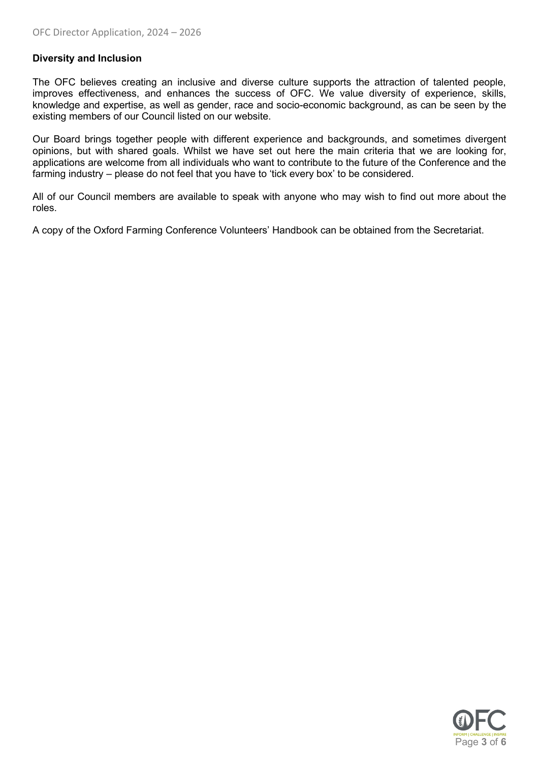**Diversity and Inclusion**

The OFC believes creating an inclusive and diverse culture supports the attraction of talented people, improves effectiveness, and enhances the success of OFC. We value diversity of experience, skills, knowledge and expertise, as well as gender, race and socio-economic background, as can be seen by the existing members of our Council listed on our website.

Our Board brings together people with different experience and backgrounds, and sometimes divergent opinions, but with shared goals. Whilst we have set out here the main criteria that we are looking for, applications are welcome from all individuals who want to contribute to the future of the Conference and the farming industry – please do not feel that you have to 'tick every box' to be considered.

All of our Council members are available to speak with anyone who may wish to find out more about the roles.

A copy of the Oxford Farming Conference Volunteers' Handbook can be obtained from the Secretariat.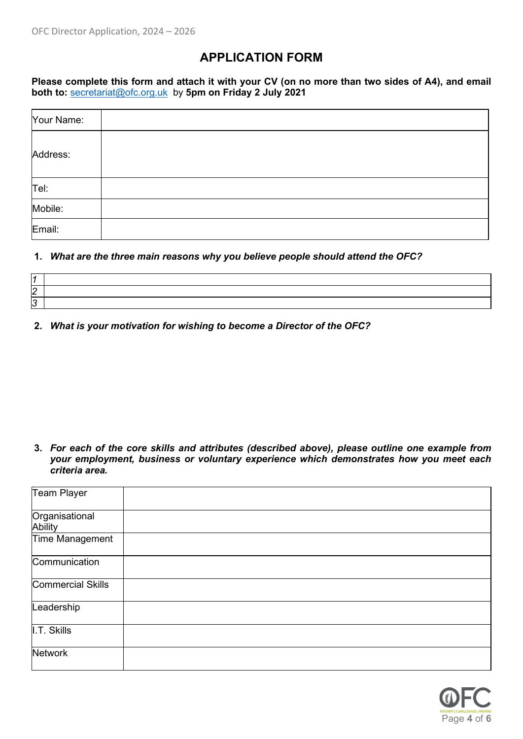# APPLICATION FORM

**Please complete this form and attach it with your CV (on no more than two sides of A4), and email both to:** secretariat@ofc.org.uk by **5pm on Friday 2 July 2021**

| Your Name: | |
|---|---|
| Address: | |
| Tel: | |
| Mobile: | |
| Email: | |

1. ***What are the three main reasons why you believe people should attend the OFC?***

| | |
|---|---|
| *1* | |
| *2* | |
| *3* | |

2. ***What is your motivation for wishing to become a Director of the OFC?***

3. ***For each of the core skills and attributes (described above), please outline one example from your employment, business or voluntary experience which demonstrates how you meet each criteria area.***

| | |
|---|---|
| Team Player | |
| Organisational Ability | |
| Time Management | |
| Communication | |
| Commercial Skills | |
| Leadership | |
| I.T. Skills | |
| Network | |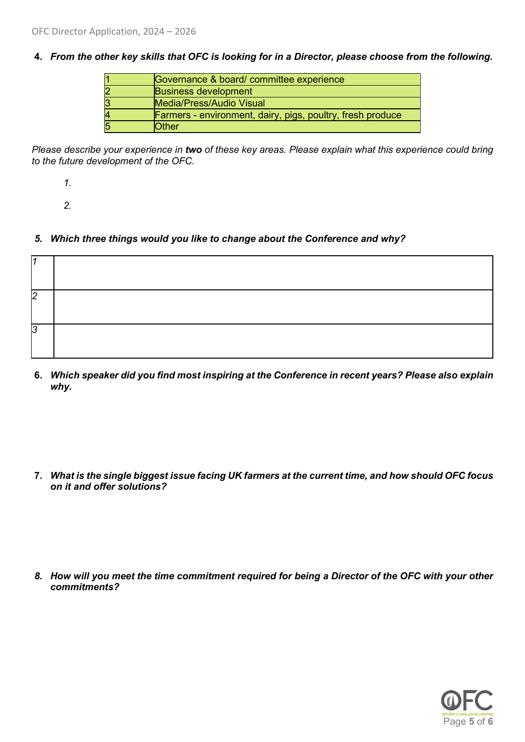**4. *From the other key skills that OFC is looking for in a Director, please choose from the following.***

| | |
|---|---|
| 1 | Governance & board/ committee experience |
| 2 | Business development |
| 3 | Media/Press/Audio Visual |
| 4 | Farmers - environment, dairy, pigs, poultry, fresh produce |
| 5 | Other |

*Please describe your experience in **two** of these key areas. Please explain what this experience could bring to the future development of the OFC.*

*1.*

*2.*

**5. *Which three things would you like to change about the Conference and why?***

| | |
|---|---|
| *1* | |
| *2* | |
| *3* | |

**6. *Which speaker did you find most inspiring at the Conference in recent years? Please also explain why.***

**7. *What is the single biggest issue facing UK farmers at the current time, and how should OFC focus on it and offer solutions?***

**8. *How will you meet the time commitment required for being a Director of the OFC with your other commitments?***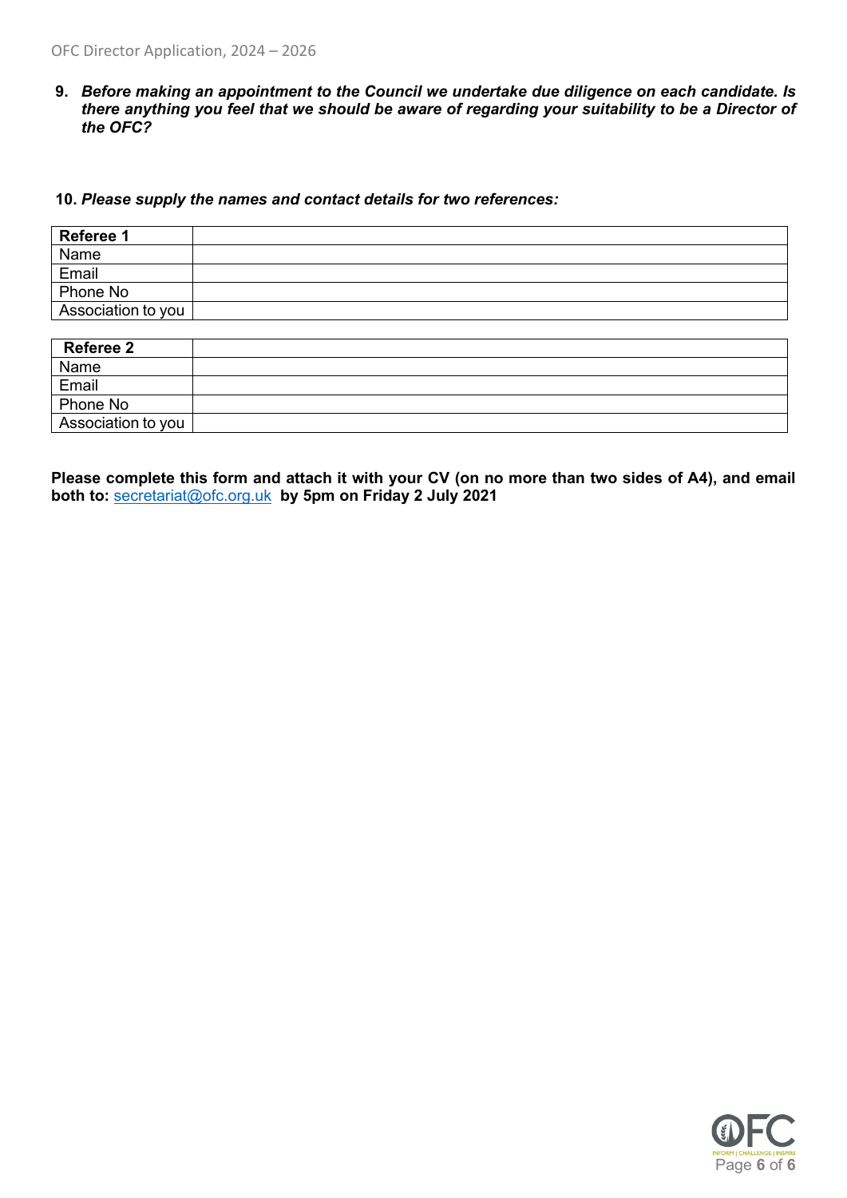**9.** ***Before making an appointment to the Council we undertake due diligence on each candidate. Is there anything you feel that we should be aware of regarding your suitability to be a Director of the OFC?***

**10.** ***Please supply the names and contact details for two references:***

| **Referee 1** | |
|---|---|
| Name | |
| Email | |
| Phone No | |
| Association to you | |

| **Referee 2** | |
|---|---|
| Name | |
| Email | |
| Phone No | |
| Association to you | |

**Please complete this form and attach it with your CV (on no more than two sides of A4), and email both to:** secretariat@ofc.org.uk **by 5pm on Friday 2 July 2021**